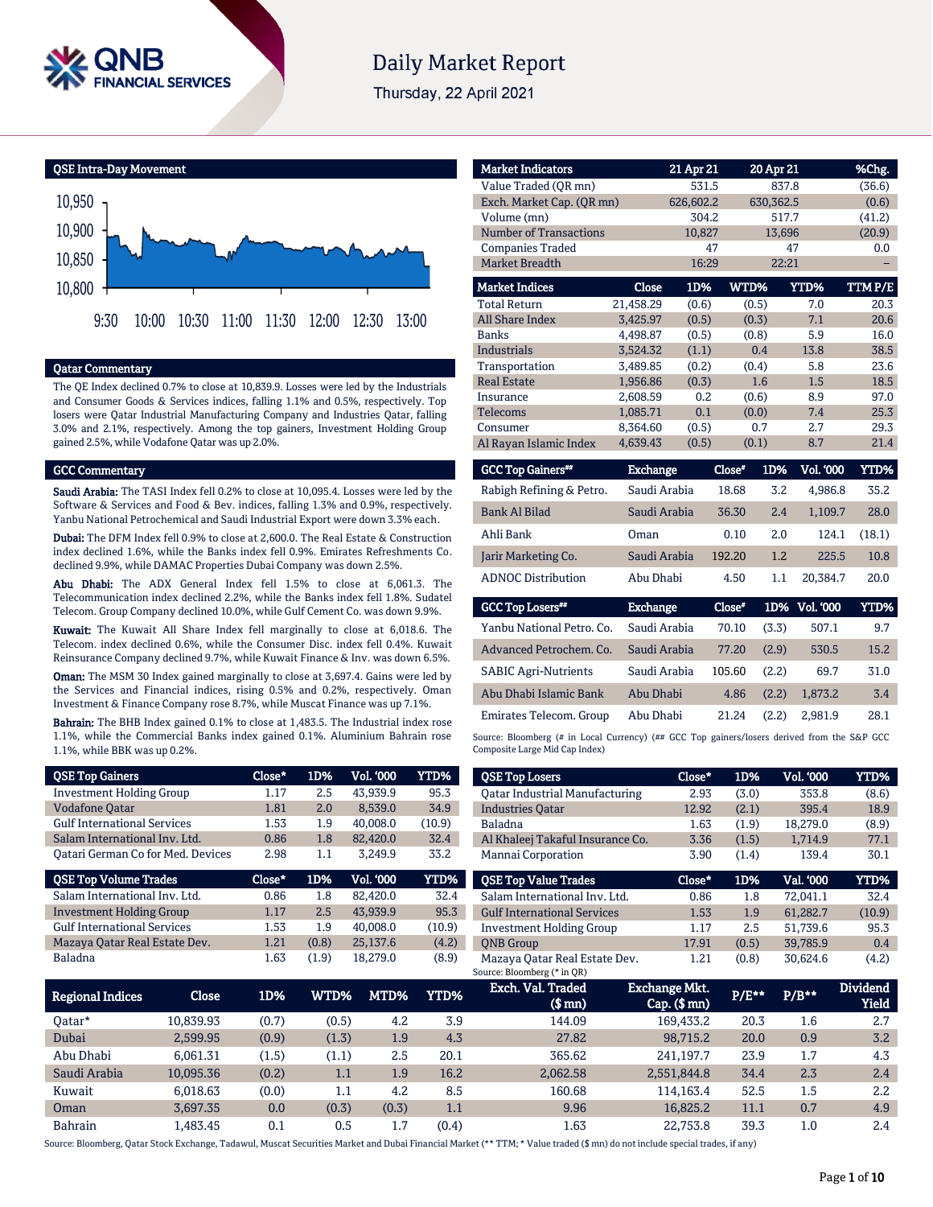# Daily Market Report

Thursday, 22 April 2021

## QSE Intra-Day Movement

## Qatar Commentary

The QE Index declined 0.7% to close at 10,839.9. Losses were led by the Industrials and Consumer Goods & Services indices, falling 1.1% and 0.5%, respectively. Top losers were Qatar Industrial Manufacturing Company and Industries Qatar, falling 3.0% and 2.1%, respectively. Among the top gainers, Investment Holding Group gained 2.5%, while Vodafone Qatar was up 2.0%.

## GCC Commentary

**Saudi Arabia:** The TASI Index fell 0.2% to close at 10,095.4. Losses were led by the Software & Services and Food & Bev. indices, falling 1.3% and 0.9%, respectively. Yanbu National Petrochemical and Saudi Industrial Export were down 3.3% each.

**Dubai:** The DFM Index fell 0.9% to close at 2,600.0. The Real Estate & Construction index declined 1.6%, while the Banks index fell 0.9%. Emirates Refreshments Co. declined 9.9%, while DAMAC Properties Dubai Company was down 2.5%.

**Abu Dhabi:** The ADX General Index fell 1.5% to close at 6,061.3. The Telecommunication index declined 2.2%, while the Banks index fell 1.8%. Sudatel Telecom. Group Company declined 10.0%, while Gulf Cement Co. was down 9.9%.

**Kuwait:** The Kuwait All Share Index fell marginally to close at 6,018.6. The Telecom. index declined 0.6%, while the Consumer Disc. index fell 0.4%. Kuwait Reinsurance Company declined 9.7%, while Kuwait Finance & Inv. was down 6.5%.

**Oman:** The MSM 30 Index gained marginally to close at 3,697.4. Gains were led by the Services and Financial indices, rising 0.5% and 0.2%, respectively. Oman Investment & Finance Company rose 8.7%, while Muscat Finance was up 7.1%.

**Bahrain:** The BHB Index gained 0.1% to close at 1,483.5. The Industrial index rose 1.1%, while the Commercial Banks index gained 0.1%. Aluminium Bahrain rose 1.1%, while BBK was up 0.2%.

| Market Indicators | 21 Apr 21 | 20 Apr 21 | %Chg. |
|---|---|---|---|
| Value Traded (QR mn) | 531.5 | 837.8 | (36.6) |
| Exch. Market Cap. (QR mn) | 626,602.2 | 630,362.5 | (0.6) |
| Volume (mn) | 304.2 | 517.7 | (41.2) |
| Number of Transactions | 10,827 | 13,696 | (20.9) |
| Companies Traded | 47 | 47 | 0.0 |
| Market Breadth | 16:29 | 22:21 | – |

| Market Indices | Close | 1D% | WTD% | YTD% | TTM P/E |
|---|---|---|---|---|---|
| Total Return | 21,458.29 | (0.6) | (0.5) | 7.0 | 20.3 |
| All Share Index | 3,425.97 | (0.5) | (0.3) | 7.1 | 20.6 |
| Banks | 4,498.87 | (0.5) | (0.8) | 5.9 | 16.0 |
| Industrials | 3,524.32 | (1.1) | 0.4 | 13.8 | 38.5 |
| Transportation | 3,489.85 | (0.2) | (0.4) | 5.8 | 23.6 |
| Real Estate | 1,956.86 | (0.3) | 1.6 | 1.5 | 18.5 |
| Insurance | 2,608.59 | 0.2 | (0.6) | 8.9 | 97.0 |
| Telecoms | 1,085.71 | 0.1 | (0.0) | 7.4 | 25.3 |
| Consumer | 8,364.60 | (0.5) | 0.7 | 2.7 | 29.3 |
| Al Rayan Islamic Index | 4,639.43 | (0.5) | (0.1) | 8.7 | 21.4 |

| GCC Top Gainers## | Exchange | Close# | 1D% | Vol. '000 | YTD% |
|---|---|---|---|---|---|
| Rabigh Refining & Petro. | Saudi Arabia | 18.68 | 3.2 | 4,986.8 | 35.2 |
| Bank Al Bilad | Saudi Arabia | 36.30 | 2.4 | 1,109.7 | 28.0 |
| Ahli Bank | Oman | 0.10 | 2.0 | 124.1 | (18.1) |
| Jarir Marketing Co. | Saudi Arabia | 192.20 | 1.2 | 225.5 | 10.8 |
| ADNOC Distribution | Abu Dhabi | 4.50 | 1.1 | 20,384.7 | 20.0 |

| GCC Top Losers## | Exchange | Close# | 1D% | Vol. '000 | YTD% |
|---|---|---|---|---|---|
| Yanbu National Petro. Co. | Saudi Arabia | 70.10 | (3.3) | 507.1 | 9.7 |
| Advanced Petrochem. Co. | Saudi Arabia | 77.20 | (2.9) | 530.5 | 15.2 |
| SABIC Agri-Nutrients | Saudi Arabia | 105.60 | (2.2) | 69.7 | 31.0 |
| Abu Dhabi Islamic Bank | Abu Dhabi | 4.86 | (2.2) | 1,873.2 | 3.4 |
| Emirates Telecom. Group | Abu Dhabi | 21.24 | (2.2) | 2,981.9 | 28.1 |

Source: Bloomberg (# in Local Currency) (## GCC Top gainers/losers derived from the S&P GCC Composite Large Mid Cap Index)

| QSE Top Gainers | Close* | 1D% | Vol. '000 | YTD% |
|---|---|---|---|---|
| Investment Holding Group | 1.17 | 2.5 | 43,939.9 | 95.3 |
| Vodafone Qatar | 1.81 | 2.0 | 8,539.0 | 34.9 |
| Gulf International Services | 1.53 | 1.9 | 40,008.0 | (10.9) |
| Salam International Inv. Ltd. | 0.86 | 1.8 | 82,420.0 | 32.4 |
| Qatari German Co for Med. Devices | 2.98 | 1.1 | 3,249.9 | 33.2 |

| QSE Top Losers | Close* | 1D% | Vol. '000 | YTD% |
|---|---|---|---|---|
| Qatar Industrial Manufacturing | 2.93 | (3.0) | 353.8 | (8.6) |
| Industries Qatar | 12.92 | (2.1) | 395.4 | 18.9 |
| Baladna | 1.63 | (1.9) | 18,279.0 | (8.9) |
| Al Khaleej Takaful Insurance Co. | 3.36 | (1.5) | 1,714.9 | 77.1 |
| Mannai Corporation | 3.90 | (1.4) | 139.4 | 30.1 |

| QSE Top Volume Trades | Close* | 1D% | Vol. '000 | YTD% |
|---|---|---|---|---|
| Salam International Inv. Ltd. | 0.86 | 1.8 | 82,420.0 | 32.4 |
| Investment Holding Group | 1.17 | 2.5 | 43,939.9 | 95.3 |
| Gulf International Services | 1.53 | 1.9 | 40,008.0 | (10.9) |
| Mazaya Qatar Real Estate Dev. | 1.21 | (0.8) | 25,137.6 | (4.2) |
| Baladna | 1.63 | (1.9) | 18,279.0 | (8.9) |

| QSE Top Value Trades | Close* | 1D% | Val. '000 | YTD% |
|---|---|---|---|---|
| Salam International Inv. Ltd. | 0.86 | 1.8 | 72,041.1 | 32.4 |
| Gulf International Services | 1.53 | 1.9 | 61,282.7 | (10.9) |
| Investment Holding Group | 1.17 | 2.5 | 51,739.6 | 95.3 |
| QNB Group | 17.91 | (0.5) | 39,785.9 | 0.4 |
| Mazaya Qatar Real Estate Dev. | 1.21 | (0.8) | 30,624.6 | (4.2) |

Source: Bloomberg (* in QR)

| Regional Indices | Close | 1D% | WTD% | MTD% | YTD% | Exch. Val. Traded ($ mn) | Exchange Mkt. Cap. ($ mn) | P/E** | P/B** | Dividend Yield |
|---|---|---|---|---|---|---|---|---|---|---|
| Qatar* | 10,839.93 | (0.7) | (0.5) | 4.2 | 3.9 | 144.09 | 169,433.2 | 20.3 | 1.6 | 2.7 |
| Dubai | 2,599.95 | (0.9) | (1.3) | 1.9 | 4.3 | 27.82 | 98,715.2 | 20.0 | 0.9 | 3.2 |
| Abu Dhabi | 6,061.31 | (1.5) | (1.1) | 2.5 | 20.1 | 365.62 | 241,197.7 | 23.9 | 1.7 | 4.3 |
| Saudi Arabia | 10,095.36 | (0.2) | 1.1 | 1.9 | 16.2 | 2,062.58 | 2,551,844.8 | 34.4 | 2.3 | 2.4 |
| Kuwait | 6,018.63 | (0.0) | 1.1 | 4.2 | 8.5 | 160.68 | 114,163.4 | 52.5 | 1.5 | 2.2 |
| Oman | 3,697.35 | 0.0 | (0.3) | (0.3) | 1.1 | 9.96 | 16,825.2 | 11.1 | 0.7 | 4.9 |
| Bahrain | 1,483.45 | 0.1 | 0.5 | 1.7 | (0.4) | 1.63 | 22,753.8 | 39.3 | 1.0 | 2.4 |

Source: Bloomberg, Qatar Stock Exchange, Tadawul, Muscat Securities Market and Dubai Financial Market (** TTM; * Value traded ($ mn) do not include special trades, if any)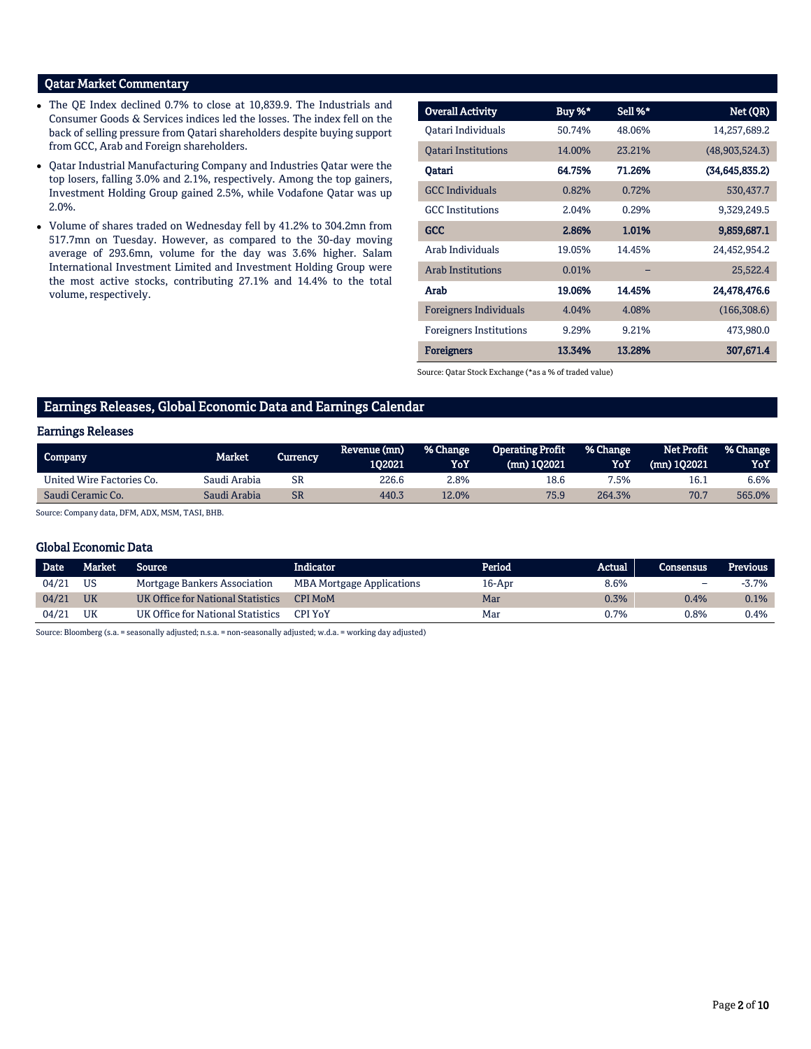## Qatar Market Commentary

- The QE Index declined 0.7% to close at 10,839.9. The Industrials and Consumer Goods & Services indices led the losses. The index fell on the back of selling pressure from Qatari shareholders despite buying support from GCC, Arab and Foreign shareholders.
- Qatar Industrial Manufacturing Company and Industries Qatar were the top losers, falling 3.0% and 2.1%, respectively. Among the top gainers, Investment Holding Group gained 2.5%, while Vodafone Qatar was up 2.0%.
- Volume of shares traded on Wednesday fell by 41.2% to 304.2mn from 517.7mn on Tuesday. However, as compared to the 30-day moving average of 293.6mn, volume for the day was 3.6% higher. Salam International Investment Limited and Investment Holding Group were the most active stocks, contributing 27.1% and 14.4% to the total volume, respectively.

| Overall Activity | Buy %* | Sell %* | Net (QR) |
|---|---|---|---|
| Qatari Individuals | 50.74% | 48.06% | 14,257,689.2 |
| Qatari Institutions | 14.00% | 23.21% | (48,903,524.3) |
| **Qatari** | **64.75%** | **71.26%** | **(34,645,835.2)** |
| GCC Individuals | 0.82% | 0.72% | 530,437.7 |
| GCC Institutions | 2.04% | 0.29% | 9,329,249.5 |
| **GCC** | **2.86%** | **1.01%** | **9,859,687.1** |
| Arab Individuals | 19.05% | 14.45% | 24,452,954.2 |
| Arab Institutions | 0.01% | – | 25,522.4 |
| **Arab** | **19.06%** | **14.45%** | **24,478,476.6** |
| Foreigners Individuals | 4.04% | 4.08% | (166,308.6) |
| Foreigners Institutions | 9.29% | 9.21% | 473,980.0 |
| **Foreigners** | **13.34%** | **13.28%** | **307,671.4** |

Source: Qatar Stock Exchange (*as a % of traded value)

## Earnings Releases, Global Economic Data and Earnings Calendar

### Earnings Releases

| Company | Market | Currency | Revenue (mn) 1Q2021 | % Change YoY | Operating Profit (mn) 1Q2021 | % Change YoY | Net Profit (mn) 1Q2021 | % Change YoY |
|---|---|---|---|---|---|---|---|---|
| United Wire Factories Co. | Saudi Arabia | SR | 226.6 | 2.8% | 18.6 | 7.5% | 16.1 | 6.6% |
| Saudi Ceramic Co. | Saudi Arabia | SR | 440.3 | 12.0% | 75.9 | 264.3% | 70.7 | 565.0% |

Source: Company data, DFM, ADX, MSM, TASI, BHB.

### Global Economic Data

| Date | Market | Source | Indicator | Period | Actual | Consensus | Previous |
|---|---|---|---|---|---|---|---|
| 04/21 | US | Mortgage Bankers Association | MBA Mortgage Applications | 16-Apr | 8.6% | – | -3.7% |
| 04/21 | UK | UK Office for National Statistics | CPI MoM | Mar | 0.3% | 0.4% | 0.1% |
| 04/21 | UK | UK Office for National Statistics | CPI YoY | Mar | 0.7% | 0.8% | 0.4% |

Source: Bloomberg (s.a. = seasonally adjusted; n.s.a. = non-seasonally adjusted; w.d.a. = working day adjusted)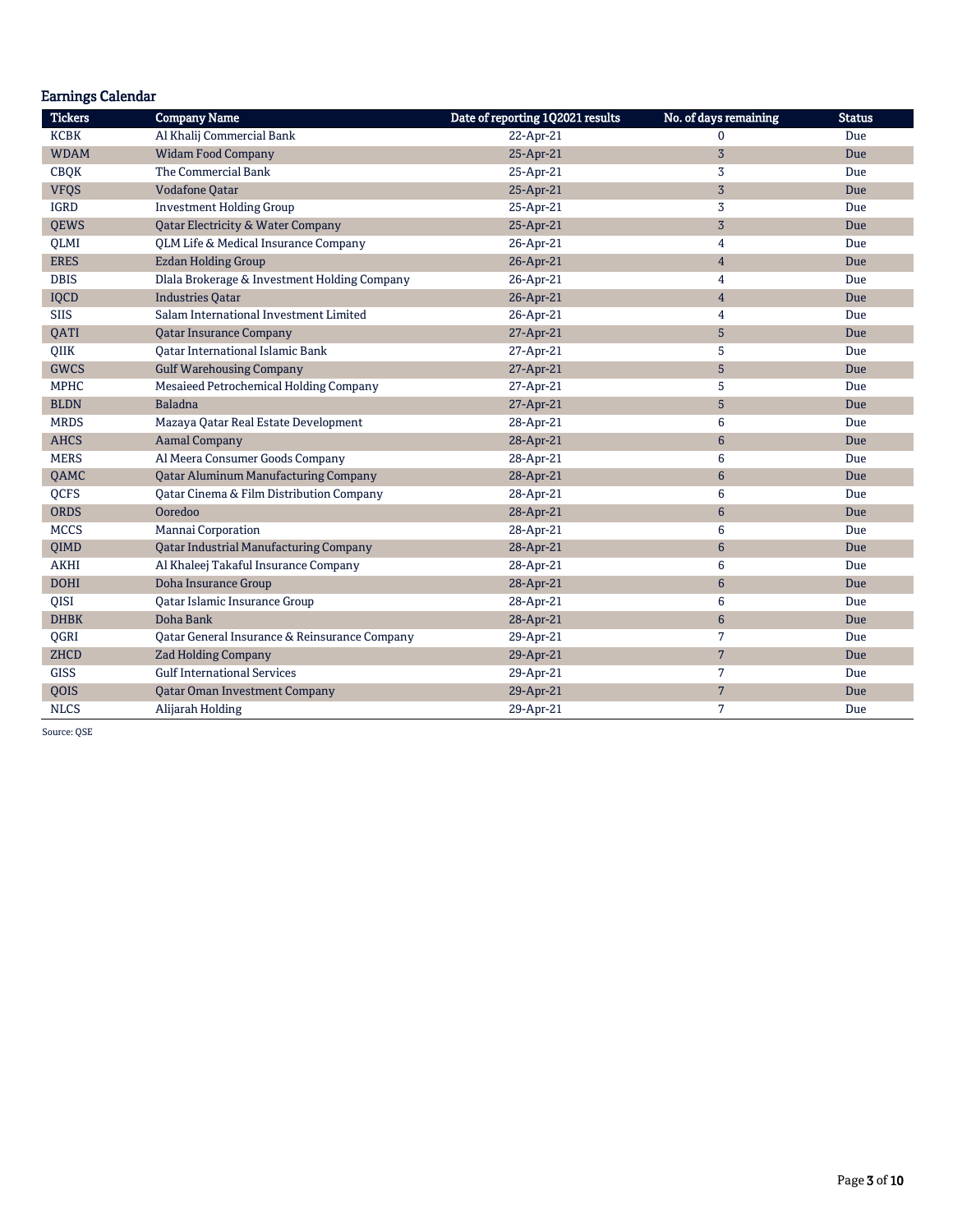## Earnings Calendar

| Tickers | Company Name | Date of reporting 1Q2021 results | No. of days remaining | Status |
|---|---|---|---|---|
| KCBK | Al Khalij Commercial Bank | 22-Apr-21 | 0 | Due |
| WDAM | Widam Food Company | 25-Apr-21 | 3 | Due |
| CBQK | The Commercial Bank | 25-Apr-21 | 3 | Due |
| VFQS | Vodafone Qatar | 25-Apr-21 | 3 | Due |
| IGRD | Investment Holding Group | 25-Apr-21 | 3 | Due |
| QEWS | Qatar Electricity & Water Company | 25-Apr-21 | 3 | Due |
| QLMI | QLM Life & Medical Insurance Company | 26-Apr-21 | 4 | Due |
| ERES | Ezdan Holding Group | 26-Apr-21 | 4 | Due |
| DBIS | Dlala Brokerage & Investment Holding Company | 26-Apr-21 | 4 | Due |
| IQCD | Industries Qatar | 26-Apr-21 | 4 | Due |
| SIIS | Salam International Investment Limited | 26-Apr-21 | 4 | Due |
| QATI | Qatar Insurance Company | 27-Apr-21 | 5 | Due |
| QIIK | Qatar International Islamic Bank | 27-Apr-21 | 5 | Due |
| GWCS | Gulf Warehousing Company | 27-Apr-21 | 5 | Due |
| MPHC | Mesaieed Petrochemical Holding Company | 27-Apr-21 | 5 | Due |
| BLDN | Baladna | 27-Apr-21 | 5 | Due |
| MRDS | Mazaya Qatar Real Estate Development | 28-Apr-21 | 6 | Due |
| AHCS | Aamal Company | 28-Apr-21 | 6 | Due |
| MERS | Al Meera Consumer Goods Company | 28-Apr-21 | 6 | Due |
| QAMC | Qatar Aluminum Manufacturing Company | 28-Apr-21 | 6 | Due |
| QCFS | Qatar Cinema & Film Distribution Company | 28-Apr-21 | 6 | Due |
| ORDS | Ooredoo | 28-Apr-21 | 6 | Due |
| MCCS | Mannai Corporation | 28-Apr-21 | 6 | Due |
| QIMD | Qatar Industrial Manufacturing Company | 28-Apr-21 | 6 | Due |
| AKHI | Al Khaleej Takaful Insurance Company | 28-Apr-21 | 6 | Due |
| DOHI | Doha Insurance Group | 28-Apr-21 | 6 | Due |
| QISI | Qatar Islamic Insurance Group | 28-Apr-21 | 6 | Due |
| DHBK | Doha Bank | 28-Apr-21 | 6 | Due |
| QGRI | Qatar General Insurance & Reinsurance Company | 29-Apr-21 | 7 | Due |
| ZHCD | Zad Holding Company | 29-Apr-21 | 7 | Due |
| GISS | Gulf International Services | 29-Apr-21 | 7 | Due |
| QOIS | Qatar Oman Investment Company | 29-Apr-21 | 7 | Due |
| NLCS | Alijarah Holding | 29-Apr-21 | 7 | Due |

Source: QSE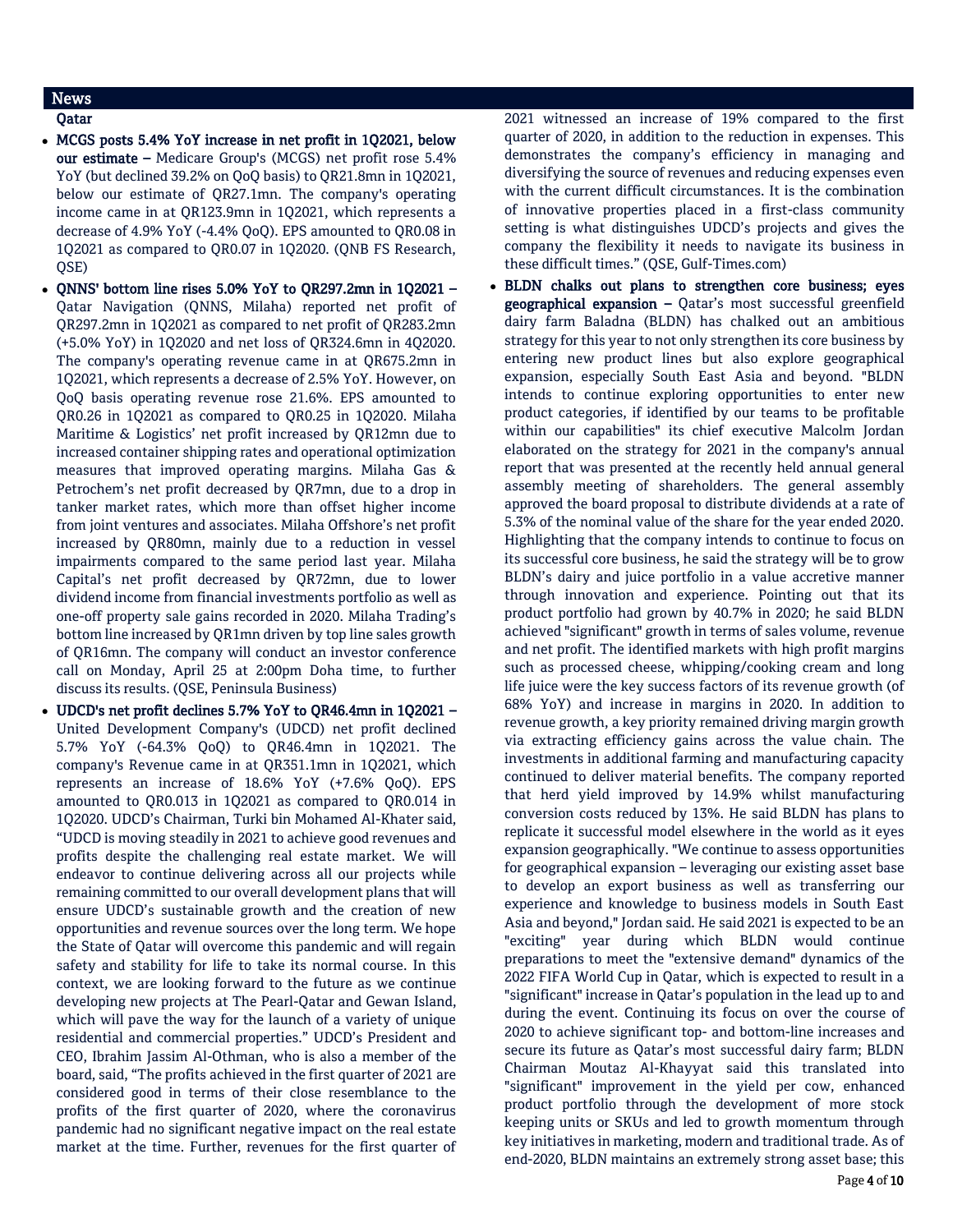## News

### Qatar

- **MCGS posts 5.4% YoY increase in net profit in 1Q2021, below our estimate –** Medicare Group's (MCGS) net profit rose 5.4% YoY (but declined 39.2% on QoQ basis) to QR21.8mn in 1Q2021, below our estimate of QR27.1mn. The company's operating income came in at QR123.9mn in 1Q2021, which represents a decrease of 4.9% YoY (-4.4% QoQ). EPS amounted to QR0.08 in 1Q2021 as compared to QR0.07 in 1Q2020. (QNB FS Research, QSE)
- **QNNS' bottom line rises 5.0% YoY to QR297.2mn in 1Q2021 –** Qatar Navigation (QNNS, Milaha) reported net profit of QR297.2mn in 1Q2021 as compared to net profit of QR283.2mn (+5.0% YoY) in 1Q2020 and net loss of QR324.6mn in 4Q2020. The company's operating revenue came in at QR675.2mn in 1Q2021, which represents a decrease of 2.5% YoY. However, on QoQ basis operating revenue rose 21.6%. EPS amounted to QR0.26 in 1Q2021 as compared to QR0.25 in 1Q2020. Milaha Maritime & Logistics' net profit increased by QR12mn due to increased container shipping rates and operational optimization measures that improved operating margins. Milaha Gas & Petrochem's net profit decreased by QR7mn, due to a drop in tanker market rates, which more than offset higher income from joint ventures and associates. Milaha Offshore's net profit increased by QR80mn, mainly due to a reduction in vessel impairments compared to the same period last year. Milaha Capital's net profit decreased by QR72mn, due to lower dividend income from financial investments portfolio as well as one-off property sale gains recorded in 2020. Milaha Trading's bottom line increased by QR1mn driven by top line sales growth of QR16mn. The company will conduct an investor conference call on Monday, April 25 at 2:00pm Doha time, to further discuss its results. (QSE, Peninsula Business)
- **UDCD's net profit declines 5.7% YoY to QR46.4mn in 1Q2021 –** United Development Company's (UDCD) net profit declined 5.7% YoY (-64.3% QoQ) to QR46.4mn in 1Q2021. The company's Revenue came in at QR351.1mn in 1Q2021, which represents an increase of 18.6% YoY (+7.6% QoQ). EPS amounted to QR0.013 in 1Q2021 as compared to QR0.014 in 1Q2020. UDCD's Chairman, Turki bin Mohamed Al-Khater said, "UDCD is moving steadily in 2021 to achieve good revenues and profits despite the challenging real estate market. We will endeavor to continue delivering across all our projects while remaining committed to our overall development plans that will ensure UDCD's sustainable growth and the creation of new opportunities and revenue sources over the long term. We hope the State of Qatar will overcome this pandemic and will regain safety and stability for life to take its normal course. In this context, we are looking forward to the future as we continue developing new projects at The Pearl-Qatar and Gewan Island, which will pave the way for the launch of a variety of unique residential and commercial properties." UDCD's President and CEO, Ibrahim Jassim Al-Othman, who is also a member of the board, said, "The profits achieved in the first quarter of 2021 are considered good in terms of their close resemblance to the profits of the first quarter of 2020, where the coronavirus pandemic had no significant negative impact on the real estate market at the time. Further, revenues for the first quarter of 2021 witnessed an increase of 19% compared to the first quarter of 2020, in addition to the reduction in expenses. This demonstrates the company's efficiency in managing and diversifying the source of revenues and reducing expenses even with the current difficult circumstances. It is the combination of innovative properties placed in a first-class community setting is what distinguishes UDCD's projects and gives the company the flexibility it needs to navigate its business in these difficult times." (QSE, Gulf-Times.com)
- **BLDN chalks out plans to strengthen core business; eyes geographical expansion –** Qatar's most successful greenfield dairy farm Baladna (BLDN) has chalked out an ambitious strategy for this year to not only strengthen its core business by entering new product lines but also explore geographical expansion, especially South East Asia and beyond. "BLDN intends to continue exploring opportunities to enter new product categories, if identified by our teams to be profitable within our capabilities" its chief executive Malcolm Jordan elaborated on the strategy for 2021 in the company's annual report that was presented at the recently held annual general assembly meeting of shareholders. The general assembly approved the board proposal to distribute dividends at a rate of 5.3% of the nominal value of the share for the year ended 2020. Highlighting that the company intends to continue to focus on its successful core business, he said the strategy will be to grow BLDN's dairy and juice portfolio in a value accretive manner through innovation and experience. Pointing out that its product portfolio had grown by 40.7% in 2020; he said BLDN achieved "significant" growth in terms of sales volume, revenue and net profit. The identified markets with high profit margins such as processed cheese, whipping/cooking cream and long life juice were the key success factors of its revenue growth (of 68% YoY) and increase in margins in 2020. In addition to revenue growth, a key priority remained driving margin growth via extracting efficiency gains across the value chain. The investments in additional farming and manufacturing capacity continued to deliver material benefits. The company reported that herd yield improved by 14.9% whilst manufacturing conversion costs reduced by 13%. He said BLDN has plans to replicate it successful model elsewhere in the world as it eyes expansion geographically. "We continue to assess opportunities for geographical expansion – leveraging our existing asset base to develop an export business as well as transferring our experience and knowledge to business models in South East Asia and beyond," Jordan said. He said 2021 is expected to be an "exciting" year during which BLDN would continue preparations to meet the "extensive demand" dynamics of the 2022 FIFA World Cup in Qatar, which is expected to result in a "significant" increase in Qatar's population in the lead up to and during the event. Continuing its focus on over the course of 2020 to achieve significant top- and bottom-line increases and secure its future as Qatar's most successful dairy farm; BLDN Chairman Moutaz Al-Khayyat said this translated into "significant" improvement in the yield per cow, enhanced product portfolio through the development of more stock keeping units or SKUs and led to growth momentum through key initiatives in marketing, modern and traditional trade. As of end-2020, BLDN maintains an extremely strong asset base; this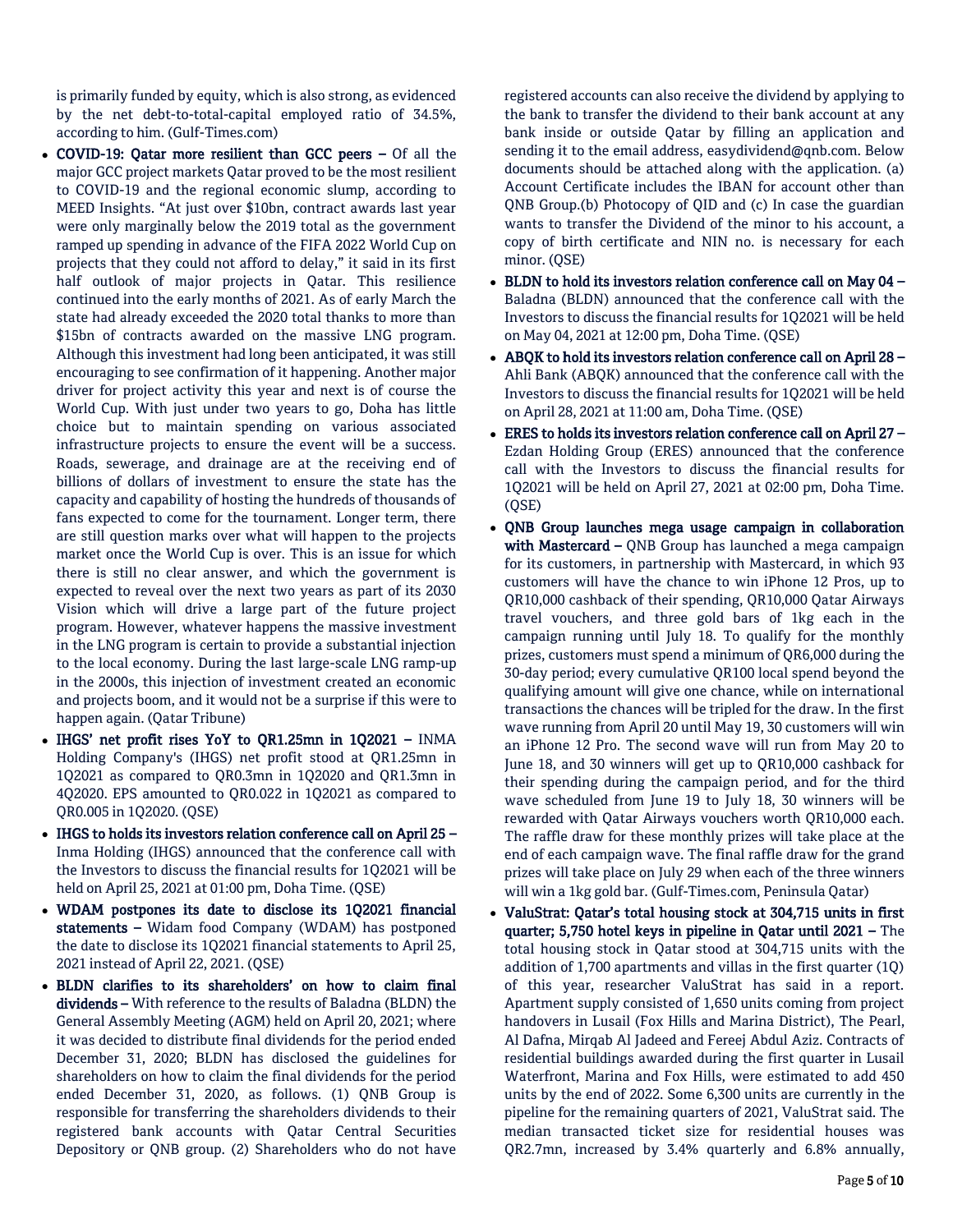is primarily funded by equity, which is also strong, as evidenced by the net debt-to-total-capital employed ratio of 34.5%, according to him. (Gulf-Times.com)

- **COVID-19: Qatar more resilient than GCC peers –** Of all the major GCC project markets Qatar proved to be the most resilient to COVID-19 and the regional economic slump, according to MEED Insights. "At just over $10bn, contract awards last year were only marginally below the 2019 total as the government ramped up spending in advance of the FIFA 2022 World Cup on projects that they could not afford to delay," it said in its first half outlook of major projects in Qatar. This resilience continued into the early months of 2021. As of early March the state had already exceeded the 2020 total thanks to more than $15bn of contracts awarded on the massive LNG program. Although this investment had long been anticipated, it was still encouraging to see confirmation of it happening. Another major driver for project activity this year and next is of course the World Cup. With just under two years to go, Doha has little choice but to maintain spending on various associated infrastructure projects to ensure the event will be a success. Roads, sewerage, and drainage are at the receiving end of billions of dollars of investment to ensure the state has the capacity and capability of hosting the hundreds of thousands of fans expected to come for the tournament. Longer term, there are still question marks over what will happen to the projects market once the World Cup is over. This is an issue for which there is still no clear answer, and which the government is expected to reveal over the next two years as part of its 2030 Vision which will drive a large part of the future project program. However, whatever happens the massive investment in the LNG program is certain to provide a substantial injection to the local economy. During the last large-scale LNG ramp-up in the 2000s, this injection of investment created an economic and projects boom, and it would not be a surprise if this were to happen again. (Qatar Tribune)
- **IHGS' net profit rises YoY to QR1.25mn in 1Q2021 –** INMA Holding Company's (IHGS) net profit stood at QR1.25mn in 1Q2021 as compared to QR0.3mn in 1Q2020 and QR1.3mn in 4Q2020. EPS amounted to QR0.022 in 1Q2021 as compared to QR0.005 in 1Q2020. (QSE)
- **IHGS to holds its investors relation conference call on April 25 –** Inma Holding (IHGS) announced that the conference call with the Investors to discuss the financial results for 1Q2021 will be held on April 25, 2021 at 01:00 pm, Doha Time. (QSE)
- **WDAM postpones its date to disclose its 1Q2021 financial statements –** Widam food Company (WDAM) has postponed the date to disclose its 1Q2021 financial statements to April 25, 2021 instead of April 22, 2021. (QSE)
- **BLDN clarifies to its shareholders' on how to claim final dividends –** With reference to the results of Baladna (BLDN) the General Assembly Meeting (AGM) held on April 20, 2021; where it was decided to distribute final dividends for the period ended December 31, 2020; BLDN has disclosed the guidelines for shareholders on how to claim the final dividends for the period ended December 31, 2020, as follows. (1) QNB Group is responsible for transferring the shareholders dividends to their registered bank accounts with Qatar Central Securities Depository or QNB group. (2) Shareholders who do not have registered accounts can also receive the dividend by applying to the bank to transfer the dividend to their bank account at any bank inside or outside Qatar by filling an application and sending it to the email address, easydividend@qnb.com. Below documents should be attached along with the application. (a) Account Certificate includes the IBAN for account other than QNB Group.(b) Photocopy of QID and (c) In case the guardian wants to transfer the Dividend of the minor to his account, a copy of birth certificate and NIN no. is necessary for each minor. (QSE)
- **BLDN to hold its investors relation conference call on May 04 –** Baladna (BLDN) announced that the conference call with the Investors to discuss the financial results for 1Q2021 will be held on May 04, 2021 at 12:00 pm, Doha Time. (QSE)
- **ABQK to hold its investors relation conference call on April 28 –** Ahli Bank (ABQK) announced that the conference call with the Investors to discuss the financial results for 1Q2021 will be held on April 28, 2021 at 11:00 am, Doha Time. (QSE)
- **ERES to holds its investors relation conference call on April 27 –** Ezdan Holding Group (ERES) announced that the conference call with the Investors to discuss the financial results for 1Q2021 will be held on April 27, 2021 at 02:00 pm, Doha Time. (QSE)
- **QNB Group launches mega usage campaign in collaboration with Mastercard –** QNB Group has launched a mega campaign for its customers, in partnership with Mastercard, in which 93 customers will have the chance to win iPhone 12 Pros, up to QR10,000 cashback of their spending, QR10,000 Qatar Airways travel vouchers, and three gold bars of 1kg each in the campaign running until July 18. To qualify for the monthly prizes, customers must spend a minimum of QR6,000 during the 30-day period; every cumulative QR100 local spend beyond the qualifying amount will give one chance, while on international transactions the chances will be tripled for the draw. In the first wave running from April 20 until May 19, 30 customers will win an iPhone 12 Pro. The second wave will run from May 20 to June 18, and 30 winners will get up to QR10,000 cashback for their spending during the campaign period, and for the third wave scheduled from June 19 to July 18, 30 winners will be rewarded with Qatar Airways vouchers worth QR10,000 each. The raffle draw for these monthly prizes will take place at the end of each campaign wave. The final raffle draw for the grand prizes will take place on July 29 when each of the three winners will win a 1kg gold bar. (Gulf-Times.com, Peninsula Qatar)
- **ValuStrat: Qatar's total housing stock at 304,715 units in first quarter; 5,750 hotel keys in pipeline in Qatar until 2021 –** The total housing stock in Qatar stood at 304,715 units with the addition of 1,700 apartments and villas in the first quarter (1Q) of this year, researcher ValuStrat has said in a report. Apartment supply consisted of 1,650 units coming from project handovers in Lusail (Fox Hills and Marina District), The Pearl, Al Dafna, Mirqab Al Jadeed and Fereej Abdul Aziz. Contracts of residential buildings awarded during the first quarter in Lusail Waterfront, Marina and Fox Hills, were estimated to add 450 units by the end of 2022. Some 6,300 units are currently in the pipeline for the remaining quarters of 2021, ValuStrat said. The median transacted ticket size for residential houses was QR2.7mn, increased by 3.4% quarterly and 6.8% annually,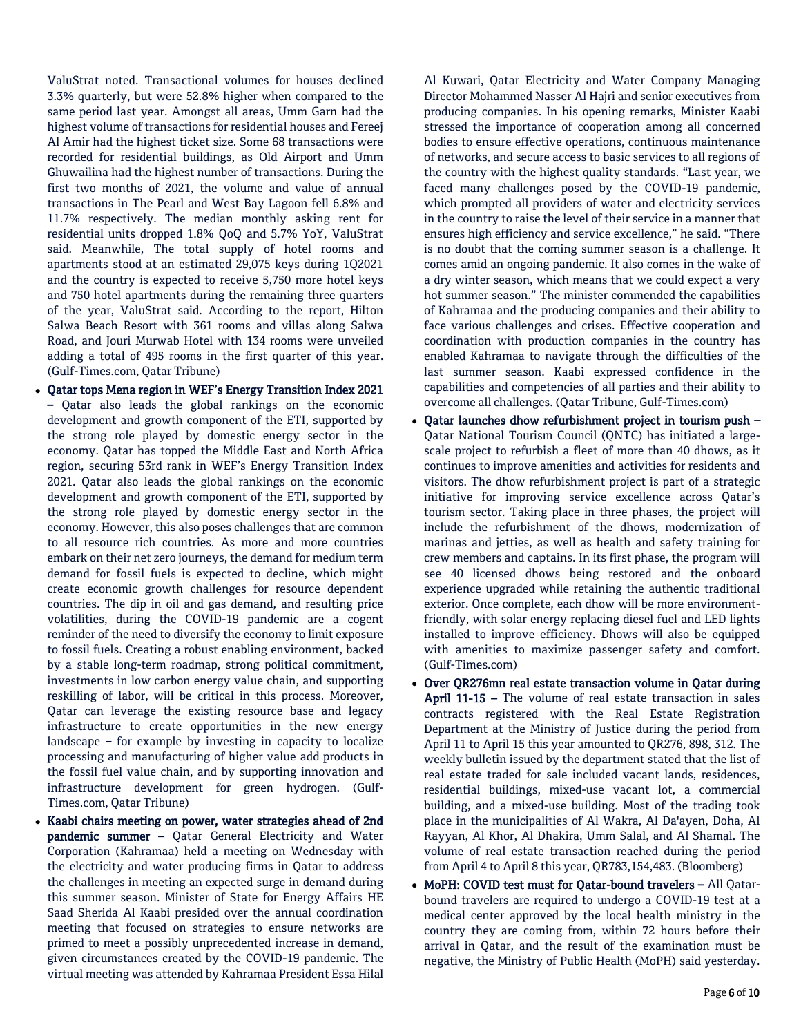ValuStrat noted. Transactional volumes for houses declined 3.3% quarterly, but were 52.8% higher when compared to the same period last year. Amongst all areas, Umm Garn had the highest volume of transactions for residential houses and Fereej Al Amir had the highest ticket size. Some 68 transactions were recorded for residential buildings, as Old Airport and Umm Ghuwailina had the highest number of transactions. During the first two months of 2021, the volume and value of annual transactions in The Pearl and West Bay Lagoon fell 6.8% and 11.7% respectively. The median monthly asking rent for residential units dropped 1.8% QoQ and 5.7% YoY, ValuStrat said. Meanwhile, The total supply of hotel rooms and apartments stood at an estimated 29,075 keys during 1Q2021 and the country is expected to receive 5,750 more hotel keys and 750 hotel apartments during the remaining three quarters of the year, ValuStrat said. According to the report, Hilton Salwa Beach Resort with 361 rooms and villas along Salwa Road, and Jouri Murwab Hotel with 134 rooms were unveiled adding a total of 495 rooms in the first quarter of this year. (Gulf-Times.com, Qatar Tribune)

- **Qatar tops Mena region in WEF's Energy Transition Index 2021 –** Qatar also leads the global rankings on the economic development and growth component of the ETI, supported by the strong role played by domestic energy sector in the economy. Qatar has topped the Middle East and North Africa region, securing 53rd rank in WEF's Energy Transition Index 2021. Qatar also leads the global rankings on the economic development and growth component of the ETI, supported by the strong role played by domestic energy sector in the economy. However, this also poses challenges that are common to all resource rich countries. As more and more countries embark on their net zero journeys, the demand for medium term demand for fossil fuels is expected to decline, which might create economic growth challenges for resource dependent countries. The dip in oil and gas demand, and resulting price volatilities, during the COVID-19 pandemic are a cogent reminder of the need to diversify the economy to limit exposure to fossil fuels. Creating a robust enabling environment, backed by a stable long-term roadmap, strong political commitment, investments in low carbon energy value chain, and supporting reskilling of labor, will be critical in this process. Moreover, Qatar can leverage the existing resource base and legacy infrastructure to create opportunities in the new energy landscape – for example by investing in capacity to localize processing and manufacturing of higher value add products in the fossil fuel value chain, and by supporting innovation and infrastructure development for green hydrogen. (Gulf-Times.com, Qatar Tribune)

- **Kaabi chairs meeting on power, water strategies ahead of 2nd pandemic summer –** Qatar General Electricity and Water Corporation (Kahramaa) held a meeting on Wednesday with the electricity and water producing firms in Qatar to address the challenges in meeting an expected surge in demand during this summer season. Minister of State for Energy Affairs HE Saad Sherida Al Kaabi presided over the annual coordination meeting that focused on strategies to ensure networks are primed to meet a possibly unprecedented increase in demand, given circumstances created by the COVID-19 pandemic. The virtual meeting was attended by Kahramaa President Essa Hilal Al Kuwari, Qatar Electricity and Water Company Managing Director Mohammed Nasser Al Hajri and senior executives from producing companies. In his opening remarks, Minister Kaabi stressed the importance of cooperation among all concerned bodies to ensure effective operations, continuous maintenance of networks, and secure access to basic services to all regions of the country with the highest quality standards. "Last year, we faced many challenges posed by the COVID-19 pandemic, which prompted all providers of water and electricity services in the country to raise the level of their service in a manner that ensures high efficiency and service excellence," he said. "There is no doubt that the coming summer season is a challenge. It comes amid an ongoing pandemic. It also comes in the wake of a dry winter season, which means that we could expect a very hot summer season." The minister commended the capabilities of Kahramaa and the producing companies and their ability to face various challenges and crises. Effective cooperation and coordination with production companies in the country has enabled Kahramaa to navigate through the difficulties of the last summer season. Kaabi expressed confidence in the capabilities and competencies of all parties and their ability to overcome all challenges. (Qatar Tribune, Gulf-Times.com)

- **Qatar launches dhow refurbishment project in tourism push –** Qatar National Tourism Council (QNTC) has initiated a large-scale project to refurbish a fleet of more than 40 dhows, as it continues to improve amenities and activities for residents and visitors. The dhow refurbishment project is part of a strategic initiative for improving service excellence across Qatar's tourism sector. Taking place in three phases, the project will include the refurbishment of the dhows, modernization of marinas and jetties, as well as health and safety training for crew members and captains. In its first phase, the program will see 40 licensed dhows being restored and the onboard experience upgraded while retaining the authentic traditional exterior. Once complete, each dhow will be more environment-friendly, with solar energy replacing diesel fuel and LED lights installed to improve efficiency. Dhows will also be equipped with amenities to maximize passenger safety and comfort. (Gulf-Times.com)

- **Over QR276mn real estate transaction volume in Qatar during April 11-15 –** The volume of real estate transaction in sales contracts registered with the Real Estate Registration Department at the Ministry of Justice during the period from April 11 to April 15 this year amounted to QR276, 898, 312. The weekly bulletin issued by the department stated that the list of real estate traded for sale included vacant lands, residences, residential buildings, mixed-use vacant lot, a commercial building, and a mixed-use building. Most of the trading took place in the municipalities of Al Wakra, Al Da'ayen, Doha, Al Rayyan, Al Khor, Al Dhakira, Umm Salal, and Al Shamal. The volume of real estate transaction reached during the period from April 4 to April 8 this year, QR783,154,483. (Bloomberg)

- **MoPH: COVID test must for Qatar-bound travelers –** All Qatar-bound travelers are required to undergo a COVID-19 test at a medical center approved by the local health ministry in the country they are coming from, within 72 hours before their arrival in Qatar, and the result of the examination must be negative, the Ministry of Public Health (MoPH) said yesterday.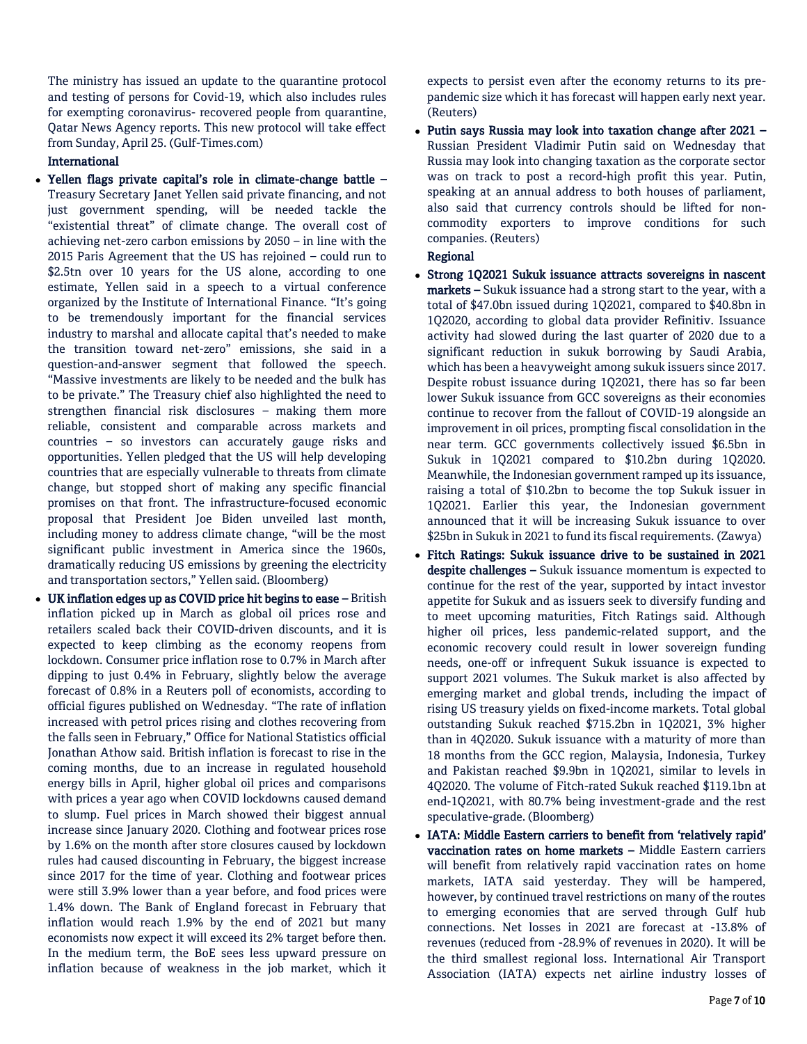The ministry has issued an update to the quarantine protocol and testing of persons for Covid-19, which also includes rules for exempting coronavirus- recovered people from quarantine, Qatar News Agency reports. This new protocol will take effect from Sunday, April 25. (Gulf-Times.com)

## International

- **Yellen flags private capital's role in climate-change battle –** Treasury Secretary Janet Yellen said private financing, and not just government spending, will be needed tackle the "existential threat" of climate change. The overall cost of achieving net-zero carbon emissions by 2050 – in line with the 2015 Paris Agreement that the US has rejoined – could run to \$2.5tn over 10 years for the US alone, according to one estimate, Yellen said in a speech to a virtual conference organized by the Institute of International Finance. "It's going to be tremendously important for the financial services industry to marshal and allocate capital that's needed to make the transition toward net-zero" emissions, she said in a question-and-answer segment that followed the speech. "Massive investments are likely to be needed and the bulk has to be private." The Treasury chief also highlighted the need to strengthen financial risk disclosures – making them more reliable, consistent and comparable across markets and countries – so investors can accurately gauge risks and opportunities. Yellen pledged that the US will help developing countries that are especially vulnerable to threats from climate change, but stopped short of making any specific financial promises on that front. The infrastructure-focused economic proposal that President Joe Biden unveiled last month, including money to address climate change, "will be the most significant public investment in America since the 1960s, dramatically reducing US emissions by greening the electricity and transportation sectors," Yellen said. (Bloomberg)
- **UK inflation edges up as COVID price hit begins to ease –** British inflation picked up in March as global oil prices rose and retailers scaled back their COVID-driven discounts, and it is expected to keep climbing as the economy reopens from lockdown. Consumer price inflation rose to 0.7% in March after dipping to just 0.4% in February, slightly below the average forecast of 0.8% in a Reuters poll of economists, according to official figures published on Wednesday. "The rate of inflation increased with petrol prices rising and clothes recovering from the falls seen in February," Office for National Statistics official Jonathan Athow said. British inflation is forecast to rise in the coming months, due to an increase in regulated household energy bills in April, higher global oil prices and comparisons with prices a year ago when COVID lockdowns caused demand to slump. Fuel prices in March showed their biggest annual increase since January 2020. Clothing and footwear prices rose by 1.6% on the month after store closures caused by lockdown rules had caused discounting in February, the biggest increase since 2017 for the time of year. Clothing and footwear prices were still 3.9% lower than a year before, and food prices were 1.4% down. The Bank of England forecast in February that inflation would reach 1.9% by the end of 2021 but many economists now expect it will exceed its 2% target before then. In the medium term, the BoE sees less upward pressure on inflation because of weakness in the job market, which it expects to persist even after the economy returns to its pre-pandemic size which it has forecast will happen early next year. (Reuters)
- **Putin says Russia may look into taxation change after 2021 –** Russian President Vladimir Putin said on Wednesday that Russia may look into changing taxation as the corporate sector was on track to post a record-high profit this year. Putin, speaking at an annual address to both houses of parliament, also said that currency controls should be lifted for non-commodity exporters to improve conditions for such companies. (Reuters)

## Regional

- **Strong 1Q2021 Sukuk issuance attracts sovereigns in nascent markets –** Sukuk issuance had a strong start to the year, with a total of \$47.0bn issued during 1Q2021, compared to \$40.8bn in 1Q2020, according to global data provider Refinitiv. Issuance activity had slowed during the last quarter of 2020 due to a significant reduction in sukuk borrowing by Saudi Arabia, which has been a heavyweight among sukuk issuers since 2017. Despite robust issuance during 1Q2021, there has so far been lower Sukuk issuance from GCC sovereigns as their economies continue to recover from the fallout of COVID-19 alongside an improvement in oil prices, prompting fiscal consolidation in the near term. GCC governments collectively issued \$6.5bn in Sukuk in 1Q2021 compared to \$10.2bn during 1Q2020. Meanwhile, the Indonesian government ramped up its issuance, raising a total of \$10.2bn to become the top Sukuk issuer in 1Q2021. Earlier this year, the Indonesian government announced that it will be increasing Sukuk issuance to over \$25bn in Sukuk in 2021 to fund its fiscal requirements. (Zawya)
- **Fitch Ratings: Sukuk issuance drive to be sustained in 2021 despite challenges –** Sukuk issuance momentum is expected to continue for the rest of the year, supported by intact investor appetite for Sukuk and as issuers seek to diversify funding and to meet upcoming maturities, Fitch Ratings said. Although higher oil prices, less pandemic-related support, and the economic recovery could result in lower sovereign funding needs, one-off or infrequent Sukuk issuance is expected to support 2021 volumes. The Sukuk market is also affected by emerging market and global trends, including the impact of rising US treasury yields on fixed-income markets. Total global outstanding Sukuk reached \$715.2bn in 1Q2021, 3% higher than in 4Q2020. Sukuk issuance with a maturity of more than 18 months from the GCC region, Malaysia, Indonesia, Turkey and Pakistan reached \$9.9bn in 1Q2021, similar to levels in 4Q2020. The volume of Fitch-rated Sukuk reached \$119.1bn at end-1Q2021, with 80.7% being investment-grade and the rest speculative-grade. (Bloomberg)
- **IATA: Middle Eastern carriers to benefit from 'relatively rapid' vaccination rates on home markets –** Middle Eastern carriers will benefit from relatively rapid vaccination rates on home markets, IATA said yesterday. They will be hampered, however, by continued travel restrictions on many of the routes to emerging economies that are served through Gulf hub connections. Net losses in 2021 are forecast at -13.8% of revenues (reduced from -28.9% of revenues in 2020). It will be the third smallest regional loss. International Air Transport Association (IATA) expects net airline industry losses of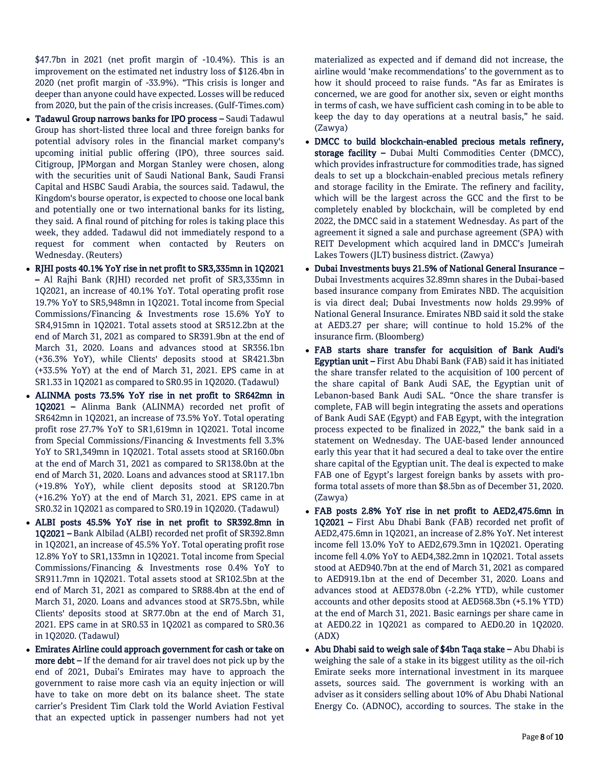$47.7bn in 2021 (net profit margin of -10.4%). This is an improvement on the estimated net industry loss of $126.4bn in 2020 (net profit margin of -33.9%). "This crisis is longer and deeper than anyone could have expected. Losses will be reduced from 2020, but the pain of the crisis increases. (Gulf-Times.com)

- **Tadawul Group narrows banks for IPO process –** Saudi Tadawul Group has short-listed three local and three foreign banks for potential advisory roles in the financial market company's upcoming initial public offering (IPO), three sources said. Citigroup, JPMorgan and Morgan Stanley were chosen, along with the securities unit of Saudi National Bank, Saudi Fransi Capital and HSBC Saudi Arabia, the sources said. Tadawul, the Kingdom's bourse operator, is expected to choose one local bank and potentially one or two international banks for its listing, they said. A final round of pitching for roles is taking place this week, they added. Tadawul did not immediately respond to a request for comment when contacted by Reuters on Wednesday. (Reuters)
- **RJHI posts 40.1% YoY rise in net profit to SR3,335mn in 1Q2021 –** Al Rajhi Bank (RJHI) recorded net profit of SR3,335mn in 1Q2021, an increase of 40.1% YoY. Total operating profit rose 19.7% YoY to SR5,948mn in 1Q2021. Total income from Special Commissions/Financing & Investments rose 15.6% YoY to SR4,915mn in 1Q2021. Total assets stood at SR512.2bn at the end of March 31, 2021 as compared to SR391.9bn at the end of March 31, 2020. Loans and advances stood at SR356.1bn (+36.3% YoY), while Clients' deposits stood at SR421.3bn (+33.5% YoY) at the end of March 31, 2021. EPS came in at SR1.33 in 1Q2021 as compared to SR0.95 in 1Q2020. (Tadawul)
- **ALINMA posts 73.5% YoY rise in net profit to SR642mn in 1Q2021 –** Alinma Bank (ALINMA) recorded net profit of SR642mn in 1Q2021, an increase of 73.5% YoY. Total operating profit rose 27.7% YoY to SR1,619mn in 1Q2021. Total income from Special Commissions/Financing & Investments fell 3.3% YoY to SR1,349mn in 1Q2021. Total assets stood at SR160.0bn at the end of March 31, 2021 as compared to SR138.0bn at the end of March 31, 2020. Loans and advances stood at SR117.1bn (+19.8% YoY), while client deposits stood at SR120.7bn (+16.2% YoY) at the end of March 31, 2021. EPS came in at SR0.32 in 1Q2021 as compared to SR0.19 in 1Q2020. (Tadawul)
- **ALBI posts 45.5% YoY rise in net profit to SR392.8mn in 1Q2021 –** Bank Albilad (ALBI) recorded net profit of SR392.8mn in 1Q2021, an increase of 45.5% YoY. Total operating profit rose 12.8% YoY to SR1,133mn in 1Q2021. Total income from Special Commissions/Financing & Investments rose 0.4% YoY to SR911.7mn in 1Q2021. Total assets stood at SR102.5bn at the end of March 31, 2021 as compared to SR88.4bn at the end of March 31, 2020. Loans and advances stood at SR75.5bn, while Clients' deposits stood at SR77.0bn at the end of March 31, 2021. EPS came in at SR0.53 in 1Q2021 as compared to SR0.36 in 1Q2020. (Tadawul)
- **Emirates Airline could approach government for cash or take on more debt –** If the demand for air travel does not pick up by the end of 2021, Dubai's Emirates may have to approach the government to raise more cash via an equity injection or will have to take on more debt on its balance sheet. The state carrier's President Tim Clark told the World Aviation Festival that an expected uptick in passenger numbers had not yet materialized as expected and if demand did not increase, the airline would 'make recommendations' to the government as to how it should proceed to raise funds. "As far as Emirates is concerned, we are good for another six, seven or eight months in terms of cash, we have sufficient cash coming in to be able to keep the day to day operations at a neutral basis," he said. (Zawya)
- **DMCC to build blockchain-enabled precious metals refinery, storage facility –** Dubai Multi Commodities Center (DMCC), which provides infrastructure for commodities trade, has signed deals to set up a blockchain-enabled precious metals refinery and storage facility in the Emirate. The refinery and facility, which will be the largest across the GCC and the first to be completely enabled by blockchain, will be completed by end 2022, the DMCC said in a statement Wednesday. As part of the agreement it signed a sale and purchase agreement (SPA) with REIT Development which acquired land in DMCC's Jumeirah Lakes Towers (JLT) business district. (Zawya)
- **Dubai Investments buys 21.5% of National General Insurance –** Dubai Investments acquires 32.89mn shares in the Dubai-based based insurance company from Emirates NBD. The acquisition is via direct deal; Dubai Investments now holds 29.99% of National General Insurance. Emirates NBD said it sold the stake at AED3.27 per share; will continue to hold 15.2% of the insurance firm. (Bloomberg)
- **FAB starts share transfer for acquisition of Bank Audi's Egyptian unit –** First Abu Dhabi Bank (FAB) said it has initiated the share transfer related to the acquisition of 100 percent of the share capital of Bank Audi SAE, the Egyptian unit of Lebanon-based Bank Audi SAL. "Once the share transfer is complete, FAB will begin integrating the assets and operations of Bank Audi SAE (Egypt) and FAB Egypt, with the integration process expected to be finalized in 2022," the bank said in a statement on Wednesday. The UAE-based lender announced early this year that it had secured a deal to take over the entire share capital of the Egyptian unit. The deal is expected to make FAB one of Egypt's largest foreign banks by assets with pro-forma total assets of more than $8.5bn as of December 31, 2020. (Zawya)
- **FAB posts 2.8% YoY rise in net profit to AED2,475.6mn in 1Q2021 –** First Abu Dhabi Bank (FAB) recorded net profit of AED2,475.6mn in 1Q2021, an increase of 2.8% YoY. Net interest income fell 13.0% YoY to AED2,679.3mn in 1Q2021. Operating income fell 4.0% YoY to AED4,382.2mn in 1Q2021. Total assets stood at AED940.7bn at the end of March 31, 2021 as compared to AED919.1bn at the end of December 31, 2020. Loans and advances stood at AED378.0bn (-2.2% YTD), while customer accounts and other deposits stood at AED568.3bn (+5.1% YTD) at the end of March 31, 2021. Basic earnings per share came in at AED0.22 in 1Q2021 as compared to AED0.20 in 1Q2020. (ADX)
- **Abu Dhabi said to weigh sale of $4bn Taqa stake –** Abu Dhabi is weighing the sale of a stake in its biggest utility as the oil-rich Emirate seeks more international investment in its marquee assets, sources said. The government is working with an adviser as it considers selling about 10% of Abu Dhabi National Energy Co. (ADNOC), according to sources. The stake in the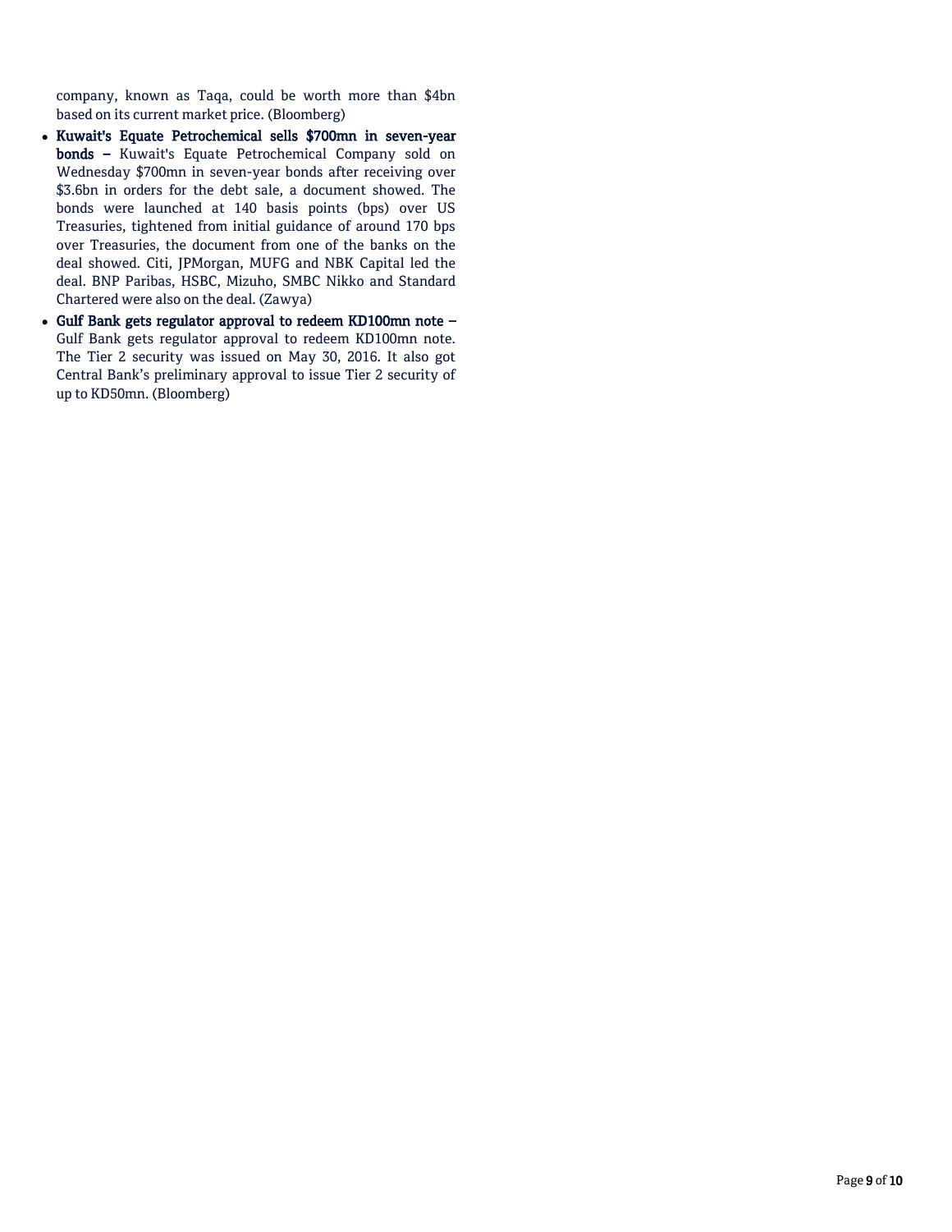company, known as Taqa, could be worth more than $4bn based on its current market price. (Bloomberg)

- **Kuwait's Equate Petrochemical sells $700mn in seven-year bonds –** Kuwait's Equate Petrochemical Company sold on Wednesday $700mn in seven-year bonds after receiving over $3.6bn in orders for the debt sale, a document showed. The bonds were launched at 140 basis points (bps) over US Treasuries, tightened from initial guidance of around 170 bps over Treasuries, the document from one of the banks on the deal showed. Citi, JPMorgan, MUFG and NBK Capital led the deal. BNP Paribas, HSBC, Mizuho, SMBC Nikko and Standard Chartered were also on the deal. (Zawya)
- **Gulf Bank gets regulator approval to redeem KD100mn note –** Gulf Bank gets regulator approval to redeem KD100mn note. The Tier 2 security was issued on May 30, 2016. It also got Central Bank's preliminary approval to issue Tier 2 security of up to KD50mn. (Bloomberg)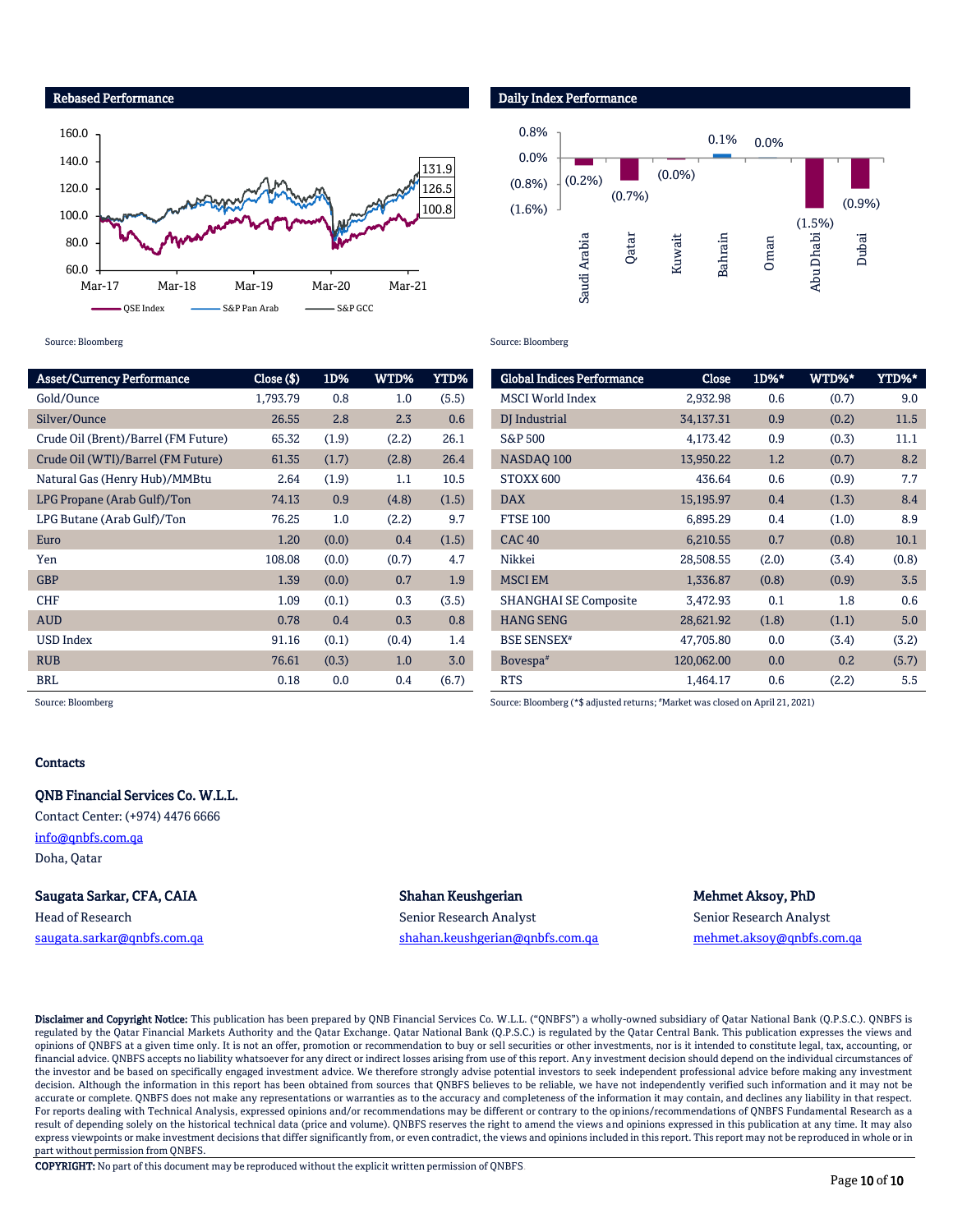## Rebased Performance

160.0
140.0
120.0
100.0
80.0
60.0

Mar-17 Mar-18 Mar-19 Mar-20 Mar-21

131.9
126.5
100.8

QSE Index S&P Pan Arab S&P GCC

Source: Bloomberg

## Daily Index Performance

0.8%
0.0%
(0.8%)
(1.6%)

(0.2%) (0.7%) (0.0%) 0.1% 0.0% (1.5%) (0.9%)

Saudi Arabia Qatar Kuwait Bahrain Oman Abu Dhabi Dubai

Source: Bloomberg

| Asset/Currency Performance | Close ($) | 1D% | WTD% | YTD% |
|---|---|---|---|---|
| Gold/Ounce | 1,793.79 | 0.8 | 1.0 | (5.5) |
| Silver/Ounce | 26.55 | 2.8 | 2.3 | 0.6 |
| Crude Oil (Brent)/Barrel (FM Future) | 65.32 | (1.9) | (2.2) | 26.1 |
| Crude Oil (WTI)/Barrel (FM Future) | 61.35 | (1.7) | (2.8) | 26.4 |
| Natural Gas (Henry Hub)/MMBtu | 2.64 | (1.9) | 1.1 | 10.5 |
| LPG Propane (Arab Gulf)/Ton | 74.13 | 0.9 | (4.8) | (1.5) |
| LPG Butane (Arab Gulf)/Ton | 76.25 | 1.0 | (2.2) | 9.7 |
| Euro | 1.20 | (0.0) | 0.4 | (1.5) |
| Yen | 108.08 | (0.0) | (0.7) | 4.7 |
| GBP | 1.39 | (0.0) | 0.7 | 1.9 |
| CHF | 1.09 | (0.1) | 0.3 | (3.5) |
| AUD | 0.78 | 0.4 | 0.3 | 0.8 |
| USD Index | 91.16 | (0.1) | (0.4) | 1.4 |
| RUB | 76.61 | (0.3) | 1.0 | 3.0 |
| BRL | 0.18 | 0.0 | 0.4 | (6.7) |

Source: Bloomberg

| Global Indices Performance | Close | 1D%* | WTD%* | YTD%* |
|---|---|---|---|---|
| MSCI World Index | 2,932.98 | 0.6 | (0.7) | 9.0 |
| DJ Industrial | 34,137.31 | 0.9 | (0.2) | 11.5 |
| S&P 500 | 4,173.42 | 0.9 | (0.3) | 11.1 |
| NASDAQ 100 | 13,950.22 | 1.2 | (0.7) | 8.2 |
| STOXX 600 | 436.64 | 0.6 | (0.9) | 7.7 |
| DAX | 15,195.97 | 0.4 | (1.3) | 8.4 |
| FTSE 100 | 6,895.29 | 0.4 | (1.0) | 8.9 |
| CAC 40 | 6,210.55 | 0.7 | (0.8) | 10.1 |
| Nikkei | 28,508.55 | (2.0) | (3.4) | (0.8) |
| MSCI EM | 1,336.87 | (0.8) | (0.9) | 3.5 |
| SHANGHAI SE Composite | 3,472.93 | 0.1 | 1.8 | 0.6 |
| HANG SENG | 28,621.92 | (1.8) | (1.1) | 5.0 |
| BSE SENSEX# | 47,705.80 | 0.0 | (3.4) | (3.2) |
| Bovespa# | 120,062.00 | 0.0 | 0.2 | (5.7) |
| RTS | 1,464.17 | 0.6 | (2.2) | 5.5 |

Source: Bloomberg (*$ adjusted returns; #Market was closed on April 21, 2021)

**Contacts**

**QNB Financial Services Co. W.L.L.**
Contact Center: (+974) 4476 6666
info@qnbfs.com.qa
Doha, Qatar

**Saugata Sarkar, CFA, CAIA**
Head of Research
saugata.sarkar@qnbfs.com.qa

**Shahan Keushgerian**
Senior Research Analyst
shahan.keushgerian@qnbfs.com.qa

**Mehmet Aksoy, PhD**
Senior Research Analyst
mehmet.aksoy@qnbfs.com.qa

**Disclaimer and Copyright Notice:** This publication has been prepared by QNB Financial Services Co. W.L.L. ("QNBFS") a wholly-owned subsidiary of Qatar National Bank (Q.P.S.C.). QNBFS is regulated by the Qatar Financial Markets Authority and the Qatar Exchange. Qatar National Bank (Q.P.S.C.) is regulated by the Qatar Central Bank. This publication expresses the views and opinions of QNBFS at a given time only. It is not an offer, promotion or recommendation to buy or sell securities or other investments, nor is it intended to constitute legal, tax, accounting, or financial advice. QNBFS accepts no liability whatsoever for any direct or indirect losses arising from use of this report. Any investment decision should depend on the individual circumstances of the investor and be based on specifically engaged investment advice. We therefore strongly advise potential investors to seek independent professional advice before making any investment decision. Although the information in this report has been obtained from sources that QNBFS believes to be reliable, we have not independently verified such information and it may not be accurate or complete. QNBFS does not make any representations or warranties as to the accuracy and completeness of the information it may contain, and declines any liability in that respect. For reports dealing with Technical Analysis, expressed opinions and/or recommendations may be different or contrary to the opinions/recommendations of QNBFS Fundamental Research as a result of depending solely on the historical technical data (price and volume). QNBFS reserves the right to amend the views and opinions expressed in this publication at any time. It may also express viewpoints or make investment decisions that differ significantly from, or even contradict, the views and opinions included in this report. This report may not be reproduced in whole or in part without permission from QNBFS.

**COPYRIGHT:** No part of this document may be reproduced without the explicit written permission of QNBFS